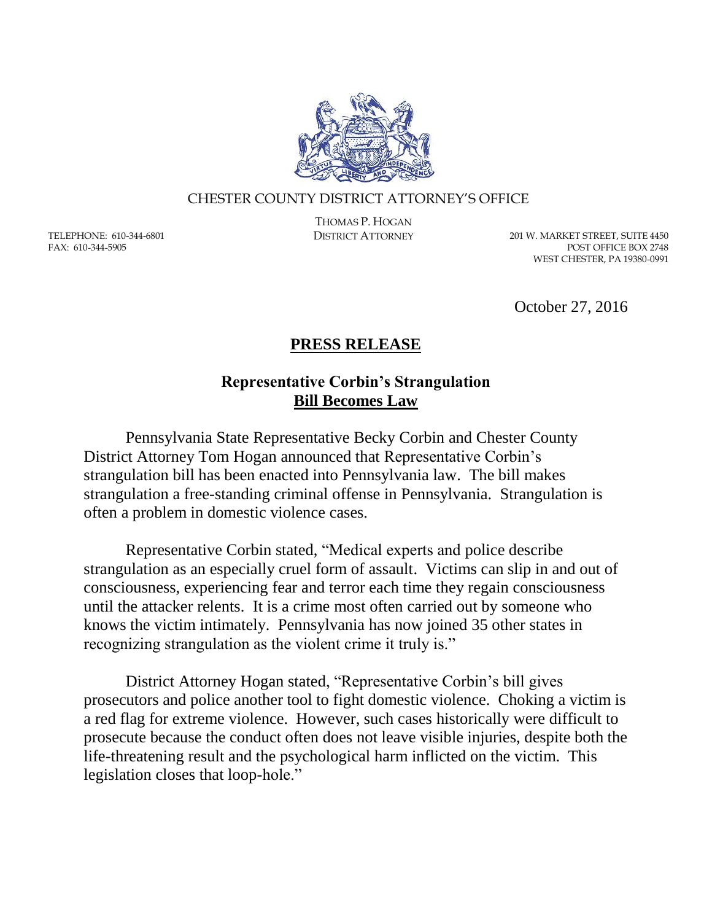CHESTER COUNTY DISTRICT ATTORNEY'S OFFICE

THOMAS P. HOGAN
DISTRICT ATTORNEY

TELEPHONE: 610-344-6801
FAX: 610-344-5905

201 W. MARKET STREET, SUITE 4450
POST OFFICE BOX 2748
WEST CHESTER, PA 19380-0991

October 27, 2016

# PRESS RELEASE

## Representative Corbin's Strangulation Bill Becomes Law

Pennsylvania State Representative Becky Corbin and Chester County District Attorney Tom Hogan announced that Representative Corbin's strangulation bill has been enacted into Pennsylvania law. The bill makes strangulation a free-standing criminal offense in Pennsylvania. Strangulation is often a problem in domestic violence cases.

Representative Corbin stated, "Medical experts and police describe strangulation as an especially cruel form of assault. Victims can slip in and out of consciousness, experiencing fear and terror each time they regain consciousness until the attacker relents. It is a crime most often carried out by someone who knows the victim intimately. Pennsylvania has now joined 35 other states in recognizing strangulation as the violent crime it truly is."

District Attorney Hogan stated, "Representative Corbin's bill gives prosecutors and police another tool to fight domestic violence. Choking a victim is a red flag for extreme violence. However, such cases historically were difficult to prosecute because the conduct often does not leave visible injuries, despite both the life-threatening result and the psychological harm inflicted on the victim. This legislation closes that loop-hole."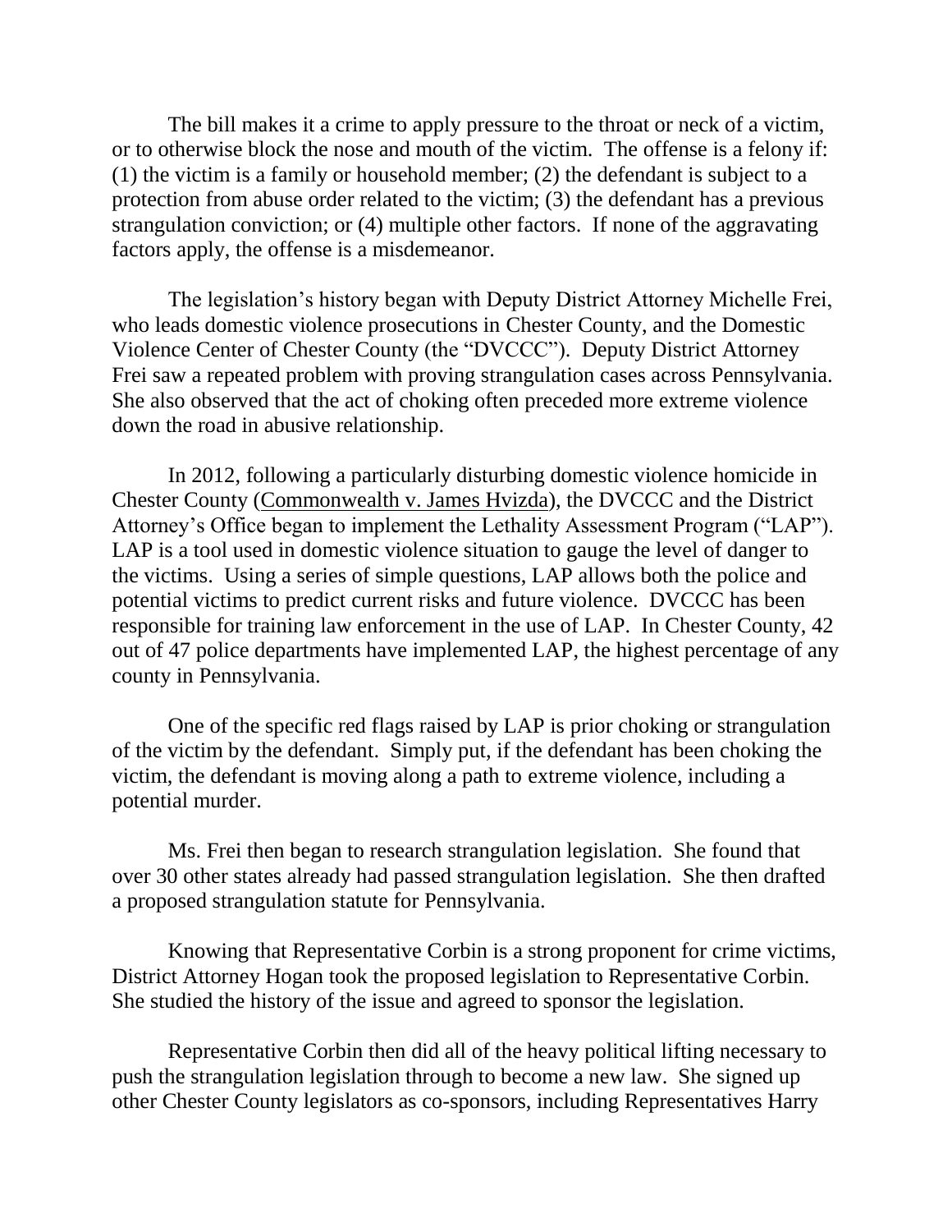The bill makes it a crime to apply pressure to the throat or neck of a victim, or to otherwise block the nose and mouth of the victim. The offense is a felony if: (1) the victim is a family or household member; (2) the defendant is subject to a protection from abuse order related to the victim; (3) the defendant has a previous strangulation conviction; or (4) multiple other factors. If none of the aggravating factors apply, the offense is a misdemeanor.

The legislation's history began with Deputy District Attorney Michelle Frei, who leads domestic violence prosecutions in Chester County, and the Domestic Violence Center of Chester County (the "DVCCC"). Deputy District Attorney Frei saw a repeated problem with proving strangulation cases across Pennsylvania. She also observed that the act of choking often preceded more extreme violence down the road in abusive relationship.

In 2012, following a particularly disturbing domestic violence homicide in Chester County (<u>Commonwealth v. James Hvizda</u>), the DVCCC and the District Attorney's Office began to implement the Lethality Assessment Program ("LAP"). LAP is a tool used in domestic violence situation to gauge the level of danger to the victims. Using a series of simple questions, LAP allows both the police and potential victims to predict current risks and future violence. DVCCC has been responsible for training law enforcement in the use of LAP. In Chester County, 42 out of 47 police departments have implemented LAP, the highest percentage of any county in Pennsylvania.

One of the specific red flags raised by LAP is prior choking or strangulation of the victim by the defendant. Simply put, if the defendant has been choking the victim, the defendant is moving along a path to extreme violence, including a potential murder.

Ms. Frei then began to research strangulation legislation. She found that over 30 other states already had passed strangulation legislation. She then drafted a proposed strangulation statute for Pennsylvania.

Knowing that Representative Corbin is a strong proponent for crime victims, District Attorney Hogan took the proposed legislation to Representative Corbin. She studied the history of the issue and agreed to sponsor the legislation.

Representative Corbin then did all of the heavy political lifting necessary to push the strangulation legislation through to become a new law. She signed up other Chester County legislators as co-sponsors, including Representatives Harry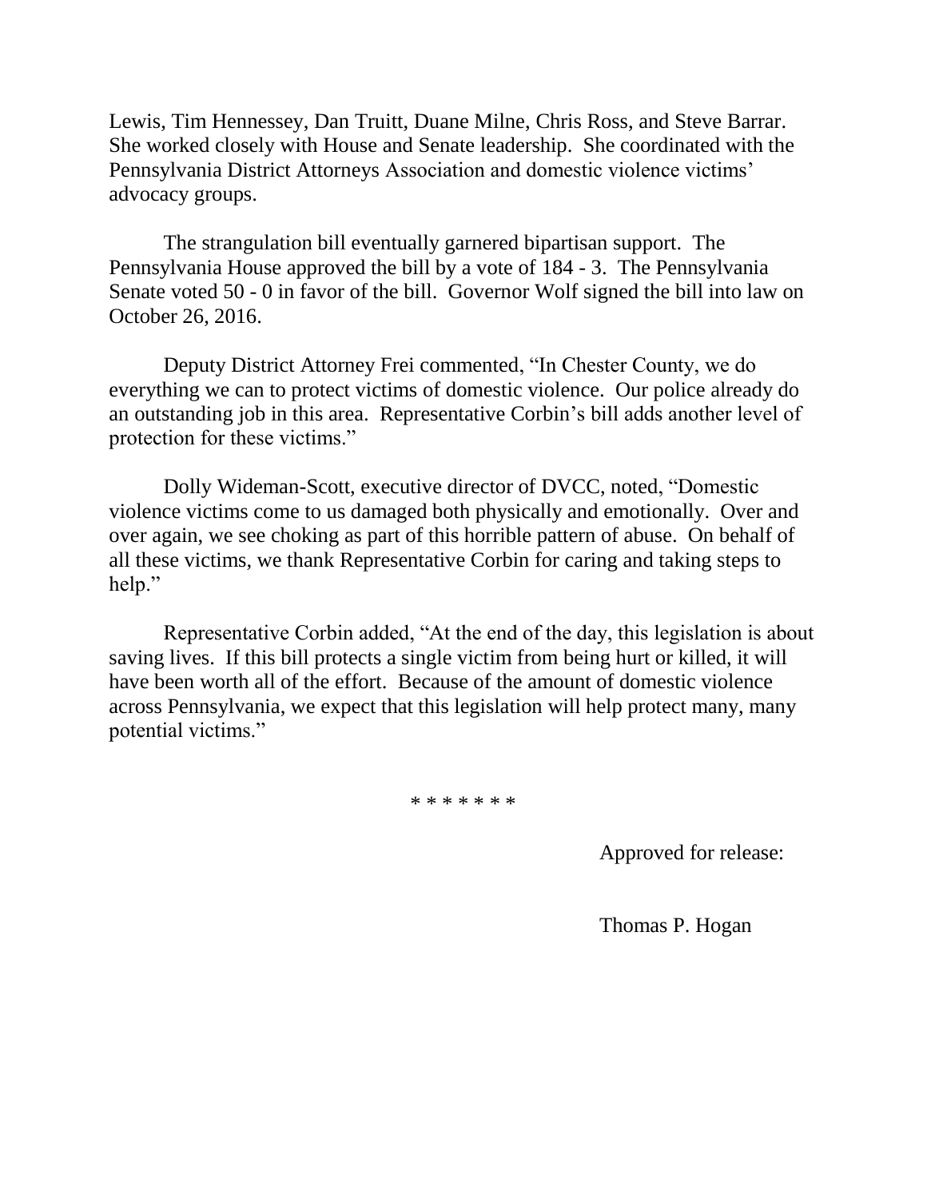Lewis, Tim Hennessey, Dan Truitt, Duane Milne, Chris Ross, and Steve Barrar. She worked closely with House and Senate leadership. She coordinated with the Pennsylvania District Attorneys Association and domestic violence victims' advocacy groups.

The strangulation bill eventually garnered bipartisan support. The Pennsylvania House approved the bill by a vote of 184 - 3. The Pennsylvania Senate voted 50 - 0 in favor of the bill. Governor Wolf signed the bill into law on October 26, 2016.

Deputy District Attorney Frei commented, "In Chester County, we do everything we can to protect victims of domestic violence. Our police already do an outstanding job in this area. Representative Corbin's bill adds another level of protection for these victims."

Dolly Wideman-Scott, executive director of DVCC, noted, "Domestic violence victims come to us damaged both physically and emotionally. Over and over again, we see choking as part of this horrible pattern of abuse. On behalf of all these victims, we thank Representative Corbin for caring and taking steps to help."

Representative Corbin added, "At the end of the day, this legislation is about saving lives. If this bill protects a single victim from being hurt or killed, it will have been worth all of the effort. Because of the amount of domestic violence across Pennsylvania, we expect that this legislation will help protect many, many potential victims."

\* \* \* \* \* \* \*

Approved for release:

Thomas P. Hogan